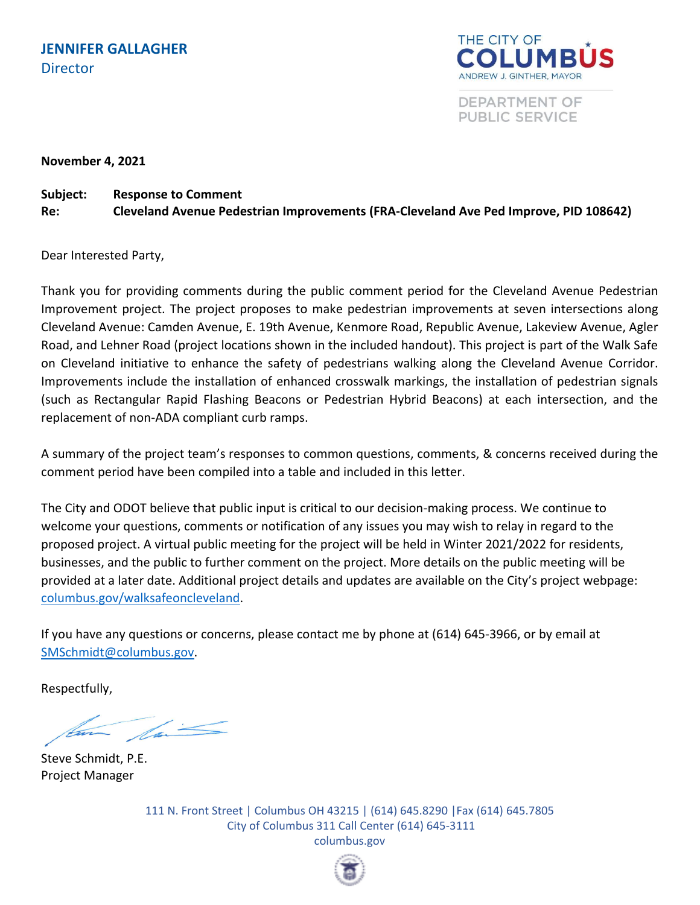**JENNIFER GALLAGHER**
Director

THE CITY OF
COLUMBUS
ANDREW J. GINTHER, MAYOR

DEPARTMENT OF
PUBLIC SERVICE

**November 4, 2021**

**Subject: Response to Comment**
**Re: Cleveland Avenue Pedestrian Improvements (FRA-Cleveland Ave Ped Improve, PID 108642)**

Dear Interested Party,

Thank you for providing comments during the public comment period for the Cleveland Avenue Pedestrian Improvement project. The project proposes to make pedestrian improvements at seven intersections along Cleveland Avenue: Camden Avenue, E. 19th Avenue, Kenmore Road, Republic Avenue, Lakeview Avenue, Agler Road, and Lehner Road (project locations shown in the included handout). This project is part of the Walk Safe on Cleveland initiative to enhance the safety of pedestrians walking along the Cleveland Avenue Corridor. Improvements include the installation of enhanced crosswalk markings, the installation of pedestrian signals (such as Rectangular Rapid Flashing Beacons or Pedestrian Hybrid Beacons) at each intersection, and the replacement of non-ADA compliant curb ramps.

A summary of the project team's responses to common questions, comments, & concerns received during the comment period have been compiled into a table and included in this letter.

The City and ODOT believe that public input is critical to our decision-making process. We continue to welcome your questions, comments or notification of any issues you may wish to relay in regard to the proposed project. A virtual public meeting for the project will be held in Winter 2021/2022 for residents, businesses, and the public to further comment on the project. More details on the public meeting will be provided at a later date. Additional project details and updates are available on the City's project webpage: columbus.gov/walksafeoncleveland.

If you have any questions or concerns, please contact me by phone at (614) 645-3966, or by email at SMSchmidt@columbus.gov.

Respectfully,

Steve Schmidt, P.E.
Project Manager

111 N. Front Street | Columbus OH 43215 | (614) 645.8290 | Fax (614) 645.7805
City of Columbus 311 Call Center (614) 645-3111
columbus.gov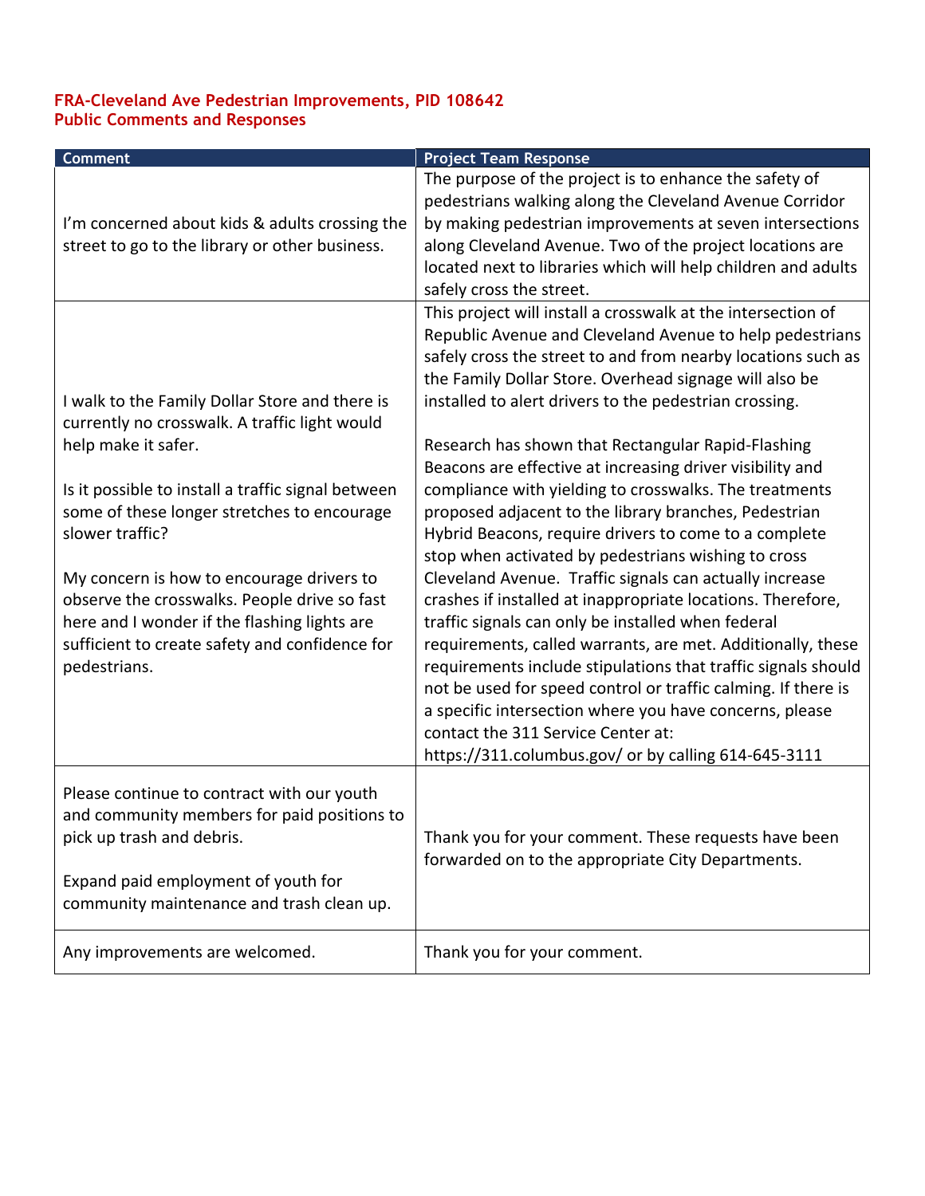**FRA-Cleveland Ave Pedestrian Improvements, PID 108642**
**Public Comments and Responses**

| Comment | Project Team Response |
|---|---|
| I'm concerned about kids & adults crossing the street to go to the library or other business. | The purpose of the project is to enhance the safety of pedestrians walking along the Cleveland Avenue Corridor by making pedestrian improvements at seven intersections along Cleveland Avenue. Two of the project locations are located next to libraries which will help children and adults safely cross the street. |
| I walk to the Family Dollar Store and there is currently no crosswalk. A traffic light would help make it safer.<br><br>Is it possible to install a traffic signal between some of these longer stretches to encourage slower traffic?<br><br>My concern is how to encourage drivers to observe the crosswalks. People drive so fast here and I wonder if the flashing lights are sufficient to create safety and confidence for pedestrians. | This project will install a crosswalk at the intersection of Republic Avenue and Cleveland Avenue to help pedestrians safely cross the street to and from nearby locations such as the Family Dollar Store. Overhead signage will also be installed to alert drivers to the pedestrian crossing.<br><br>Research has shown that Rectangular Rapid-Flashing Beacons are effective at increasing driver visibility and compliance with yielding to crosswalks. The treatments proposed adjacent to the library branches, Pedestrian Hybrid Beacons, require drivers to come to a complete stop when activated by pedestrians wishing to cross Cleveland Avenue. Traffic signals can actually increase crashes if installed at inappropriate locations. Therefore, traffic signals can only be installed when federal requirements, called warrants, are met. Additionally, these requirements include stipulations that traffic signals should not be used for speed control or traffic calming. If there is a specific intersection where you have concerns, please contact the 311 Service Center at: https://311.columbus.gov/ or by calling 614-645-3111 |
| Please continue to contract with our youth and community members for paid positions to pick up trash and debris.<br><br>Expand paid employment of youth for community maintenance and trash clean up. | Thank you for your comment. These requests have been forwarded on to the appropriate City Departments. |
| Any improvements are welcomed. | Thank you for your comment. |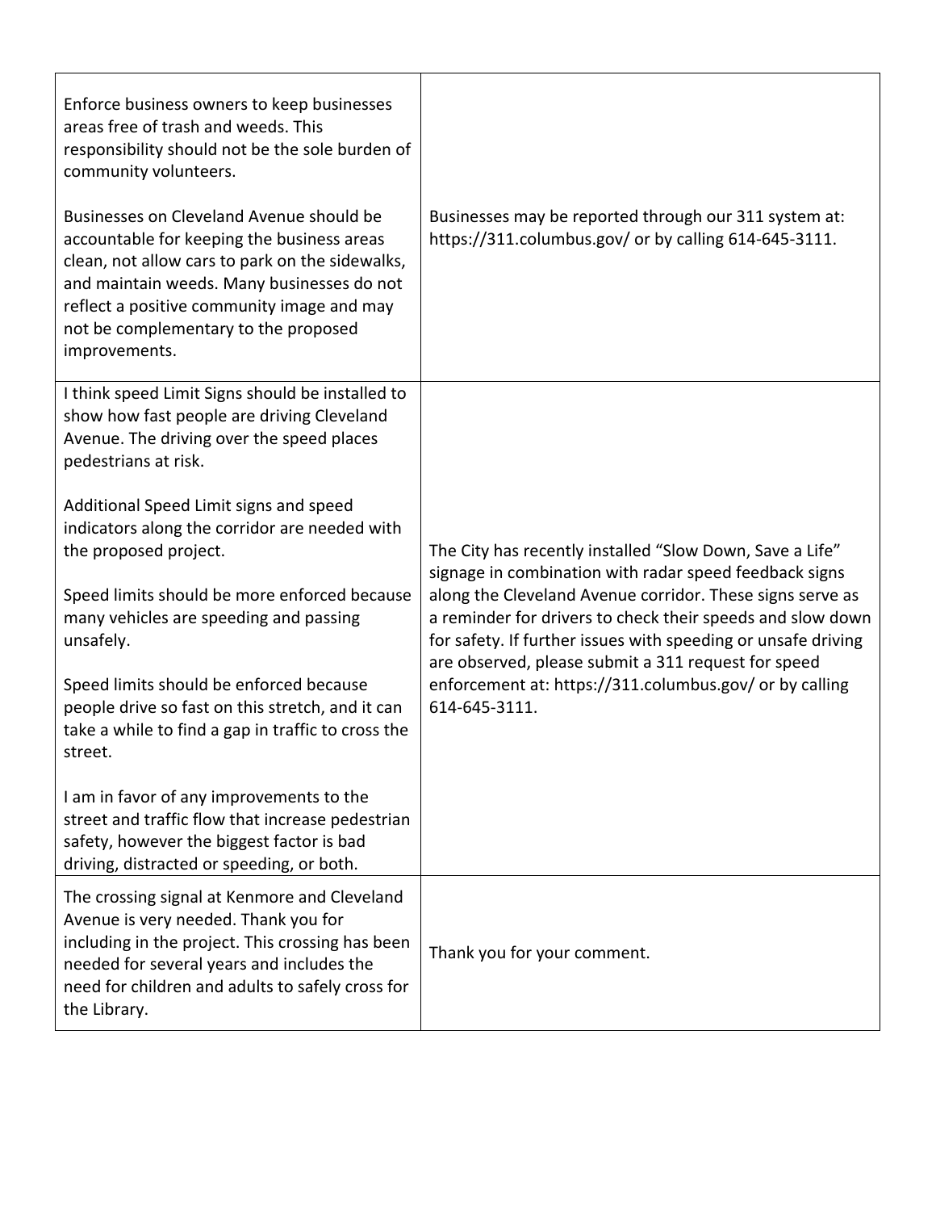| | |
|---|---|
| Enforce business owners to keep businesses areas free of trash and weeds. This responsibility should not be the sole burden of community volunteers.<br><br>Businesses on Cleveland Avenue should be accountable for keeping the business areas clean, not allow cars to park on the sidewalks, and maintain weeds. Many businesses do not reflect a positive community image and may not be complementary to the proposed improvements. | Businesses may be reported through our 311 system at: https://311.columbus.gov/ or by calling 614-645-3111. |
| I think speed Limit Signs should be installed to show how fast people are driving Cleveland Avenue. The driving over the speed places pedestrians at risk.<br><br>Additional Speed Limit signs and speed indicators along the corridor are needed with the proposed project.<br><br>Speed limits should be more enforced because many vehicles are speeding and passing unsafely.<br><br>Speed limits should be enforced because people drive so fast on this stretch, and it can take a while to find a gap in traffic to cross the street.<br><br>I am in favor of any improvements to the street and traffic flow that increase pedestrian safety, however the biggest factor is bad driving, distracted or speeding, or both. | The City has recently installed "Slow Down, Save a Life" signage in combination with radar speed feedback signs along the Cleveland Avenue corridor. These signs serve as a reminder for drivers to check their speeds and slow down for safety. If further issues with speeding or unsafe driving are observed, please submit a 311 request for speed enforcement at: https://311.columbus.gov/ or by calling 614-645-3111. |
| The crossing signal at Kenmore and Cleveland Avenue is very needed. Thank you for including in the project. This crossing has been needed for several years and includes the need for children and adults to safely cross for the Library. | Thank you for your comment. |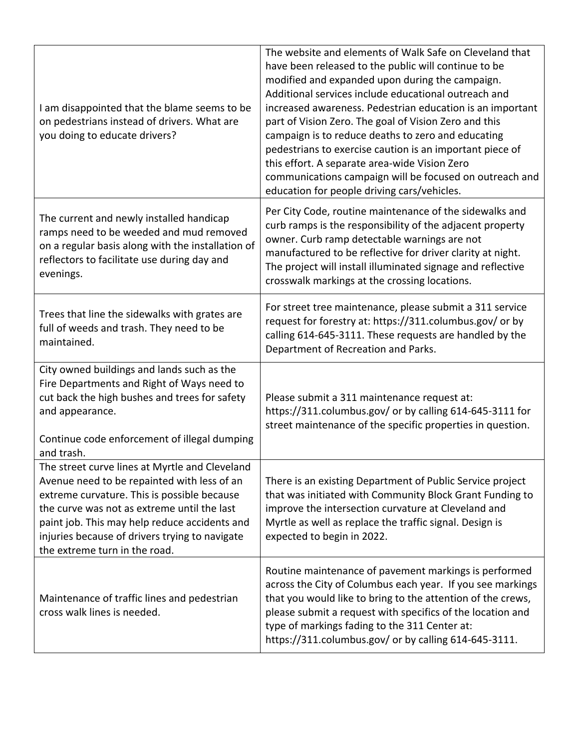| | |
|---|---|
| I am disappointed that the blame seems to be on pedestrians instead of drivers. What are you doing to educate drivers? | The website and elements of Walk Safe on Cleveland that have been released to the public will continue to be modified and expanded upon during the campaign. Additional services include educational outreach and increased awareness. Pedestrian education is an important part of Vision Zero. The goal of Vision Zero and this campaign is to reduce deaths to zero and educating pedestrians to exercise caution is an important piece of this effort. A separate area-wide Vision Zero communications campaign will be focused on outreach and education for people driving cars/vehicles. |
| The current and newly installed handicap ramps need to be weeded and mud removed on a regular basis along with the installation of reflectors to facilitate use during day and evenings. | Per City Code, routine maintenance of the sidewalks and curb ramps is the responsibility of the adjacent property owner. Curb ramp detectable warnings are not manufactured to be reflective for driver clarity at night. The project will install illuminated signage and reflective crosswalk markings at the crossing locations. |
| Trees that line the sidewalks with grates are full of weeds and trash. They need to be maintained. | For street tree maintenance, please submit a 311 service request for forestry at: https://311.columbus.gov/ or by calling 614-645-3111. These requests are handled by the Department of Recreation and Parks. |
| City owned buildings and lands such as the Fire Departments and Right of Ways need to cut back the high bushes and trees for safety and appearance.<br><br>Continue code enforcement of illegal dumping and trash. | Please submit a 311 maintenance request at: https://311.columbus.gov/ or by calling 614-645-3111 for street maintenance of the specific properties in question. |
| The street curve lines at Myrtle and Cleveland Avenue need to be repainted with less of an extreme curvature. This is possible because the curve was not as extreme until the last paint job. This may help reduce accidents and injuries because of drivers trying to navigate the extreme turn in the road. | There is an existing Department of Public Service project that was initiated with Community Block Grant Funding to improve the intersection curvature at Cleveland and Myrtle as well as replace the traffic signal. Design is expected to begin in 2022. |
| Maintenance of traffic lines and pedestrian cross walk lines is needed. | Routine maintenance of pavement markings is performed across the City of Columbus each year. If you see markings that you would like to bring to the attention of the crews, please submit a request with specifics of the location and type of markings fading to the 311 Center at: https://311.columbus.gov/ or by calling 614-645-3111. |